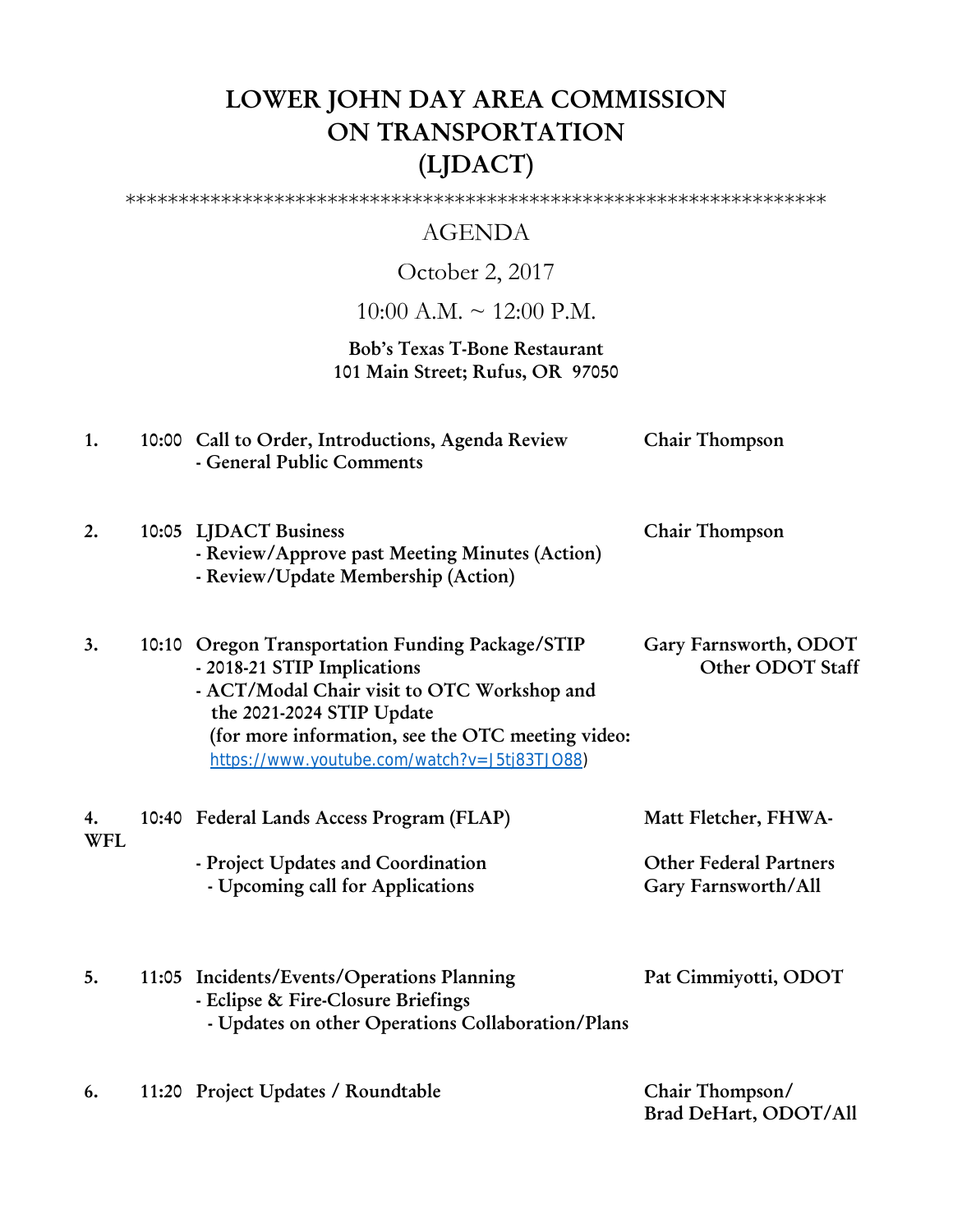# LOWER JOHN DAY AREA COMMISSION ON TRANSPORTATION (LJDACT)

*****************************************************************

## AGENDA

October 2, 2017

10:00 A.M. ~ 12:00 P.M.

**Bob's Texas T-Bone Restaurant**
**101 Main Street; Rufus, OR 97050**

| # | Time | Item | Presenter |
|---|---|---|---|
| 1. | 10:00 | **Call to Order, Introductions, Agenda Review**<br>**- General Public Comments** | **Chair Thompson** |
| 2. | 10:05 | **LJDACT Business**<br>**- Review/Approve past Meeting Minutes (Action)**<br>**- Review/Update Membership (Action)** | **Chair Thompson** |
| 3. | 10:10 | **Oregon Transportation Funding Package/STIP**<br>**- 2018-21 STIP Implications**<br>**- ACT/Modal Chair visit to OTC Workshop and the 2021-2024 STIP Update**<br>**(for more information, see the OTC meeting video:** https://www.youtube.com/watch?v=J5tj83TJO88**)** | **Gary Farnsworth, ODOT**<br>**Other ODOT Staff** |
| 4. | 10:40 | **Federal Lands Access Program (FLAP)**<br>**- Project Updates and Coordination**<br>**- Upcoming call for Applications** | **Matt Fletcher, FHWA-WFL**<br>**Other Federal Partners**<br>**Gary Farnsworth/All** |
| 5. | 11:05 | **Incidents/Events/Operations Planning**<br>**- Eclipse & Fire-Closure Briefings**<br>**- Updates on other Operations Collaboration/Plans** | **Pat Cimmiyotti, ODOT** |
| 6. | 11:20 | **Project Updates / Roundtable** | **Chair Thompson/**<br>**Brad DeHart, ODOT/All** |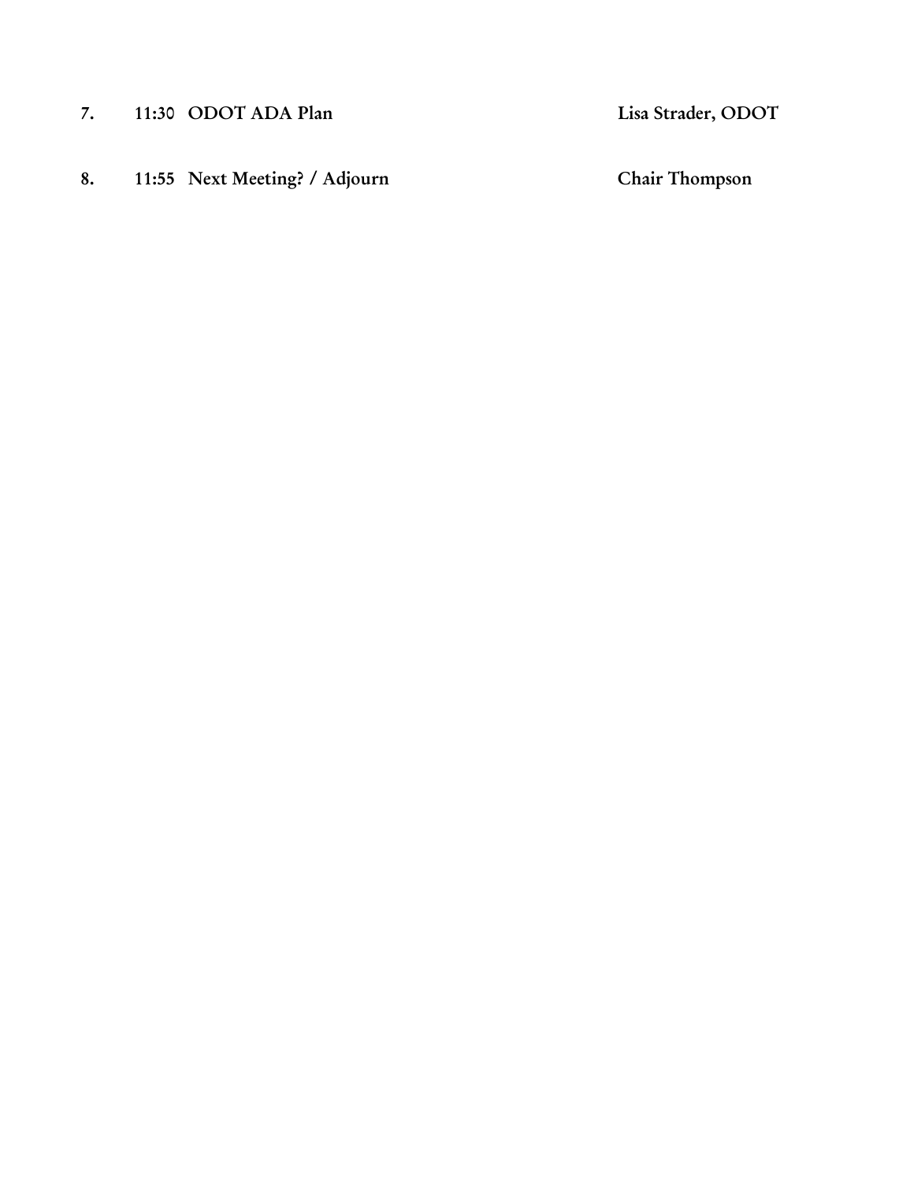**7. 11:30 ODOT ADA Plan** **Lisa Strader, ODOT**

**8. 11:55 Next Meeting? / Adjourn** **Chair Thompson**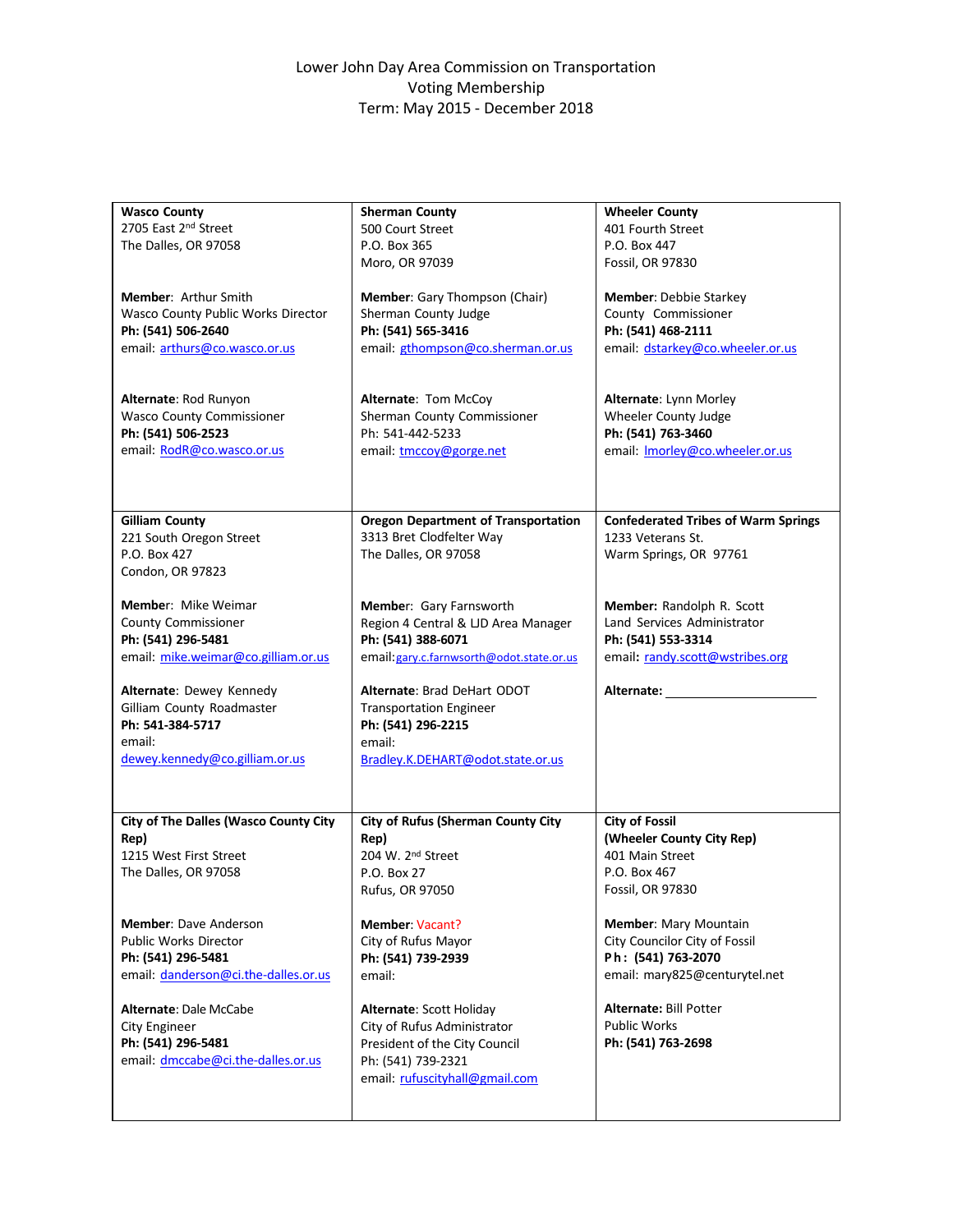# Lower John Day Area Commission on Transportation
## Voting Membership
### Term: May 2015 - December 2018

| | | |
|---|---|---|
| **Wasco County**<br>2705 East 2nd Street<br>The Dalles, OR 97058<br><br>**Member**: Arthur Smith<br>Wasco County Public Works Director<br>**Ph: (541) 506-2640**<br>email: arthurs@co.wasco.or.us<br><br>**Alternate**: Rod Runyon<br>Wasco County Commissioner<br>**Ph: (541) 506-2523**<br>email: RodR@co.wasco.or.us | **Sherman County**<br>500 Court Street<br>P.O. Box 365<br>Moro, OR 97039<br><br>**Member**: Gary Thompson (Chair)<br>Sherman County Judge<br>**Ph: (541) 565-3416**<br>email: gthompson@co.sherman.or.us<br><br>**Alternate**: Tom McCoy<br>Sherman County Commissioner<br>Ph: 541-442-5233<br>email: tmccoy@gorge.net | **Wheeler County**<br>401 Fourth Street<br>P.O. Box 447<br>Fossil, OR 97830<br><br>**Member**: Debbie Starkey<br>County Commissioner<br>**Ph: (541) 468-2111**<br>email: dstarkey@co.wheeler.or.us<br><br>**Alternate**: Lynn Morley<br>Wheeler County Judge<br>**Ph: (541) 763-3460**<br>email: lmorley@co.wheeler.or.us |
| **Gilliam County**<br>221 South Oregon Street<br>P.O. Box 427<br>Condon, OR 97823<br><br>**Member**: Mike Weimar<br>County Commissioner<br>**Ph: (541) 296-5481**<br>email: mike.weimar@co.gilliam.or.us<br><br>**Alternate**: Dewey Kennedy<br>Gilliam County Roadmaster<br>**Ph: 541-384-5717**<br>email:<br>dewey.kennedy@co.gilliam.or.us | **Oregon Department of Transportation**<br>3313 Bret Clodfelter Way<br>The Dalles, OR 97058<br><br>**Member**: Gary Farnsworth<br>Region 4 Central & LJD Area Manager<br>**Ph: (541) 388-6071**<br>email: gary.c.farnsworth@odot.state.or.us<br><br>**Alternate**: Brad DeHart ODOT<br>Transportation Engineer<br>**Ph: (541) 296-2215**<br>email:<br>Bradley.K.DEHART@odot.state.or.us | **Confederated Tribes of Warm Springs**<br>1233 Veterans St.<br>Warm Springs, OR 97761<br><br>**Member:** Randolph R. Scott<br>Land Services Administrator<br>**Ph: (541) 553-3314**<br>email: randy.scott@wstribes.org<br><br>**Alternate:** ____________________ |
| **City of The Dalles (Wasco County City Rep)**<br>1215 West First Street<br>The Dalles, OR 97058<br><br>**Member**: Dave Anderson<br>Public Works Director<br>**Ph: (541) 296-5481**<br>email: danderson@ci.the-dalles.or.us<br><br>**Alternate**: Dale McCabe<br>City Engineer<br>**Ph: (541) 296-5481**<br>email: dmccabe@ci.the-dalles.or.us | **City of Rufus (Sherman County City Rep)**<br>204 W. 2nd Street<br>P.O. Box 27<br>Rufus, OR 97050<br><br>**Member**: Vacant?<br>City of Rufus Mayor<br>**Ph: (541) 739-2939**<br>email:<br><br>**Alternate**: Scott Holiday<br>City of Rufus Administrator<br>President of the City Council<br>Ph: (541) 739-2321<br>email: rufuscityhall@gmail.com | **City of Fossil**<br>**(Wheeler County City Rep)**<br>401 Main Street<br>P.O. Box 467<br>Fossil, OR 97830<br><br>**Member**: Mary Mountain<br>City Councilor City of Fossil<br>**Ph: (541) 763-2070**<br>email: mary825@centurytel.net<br><br>**Alternate:** Bill Potter<br>Public Works<br>**Ph: (541) 763-2698** |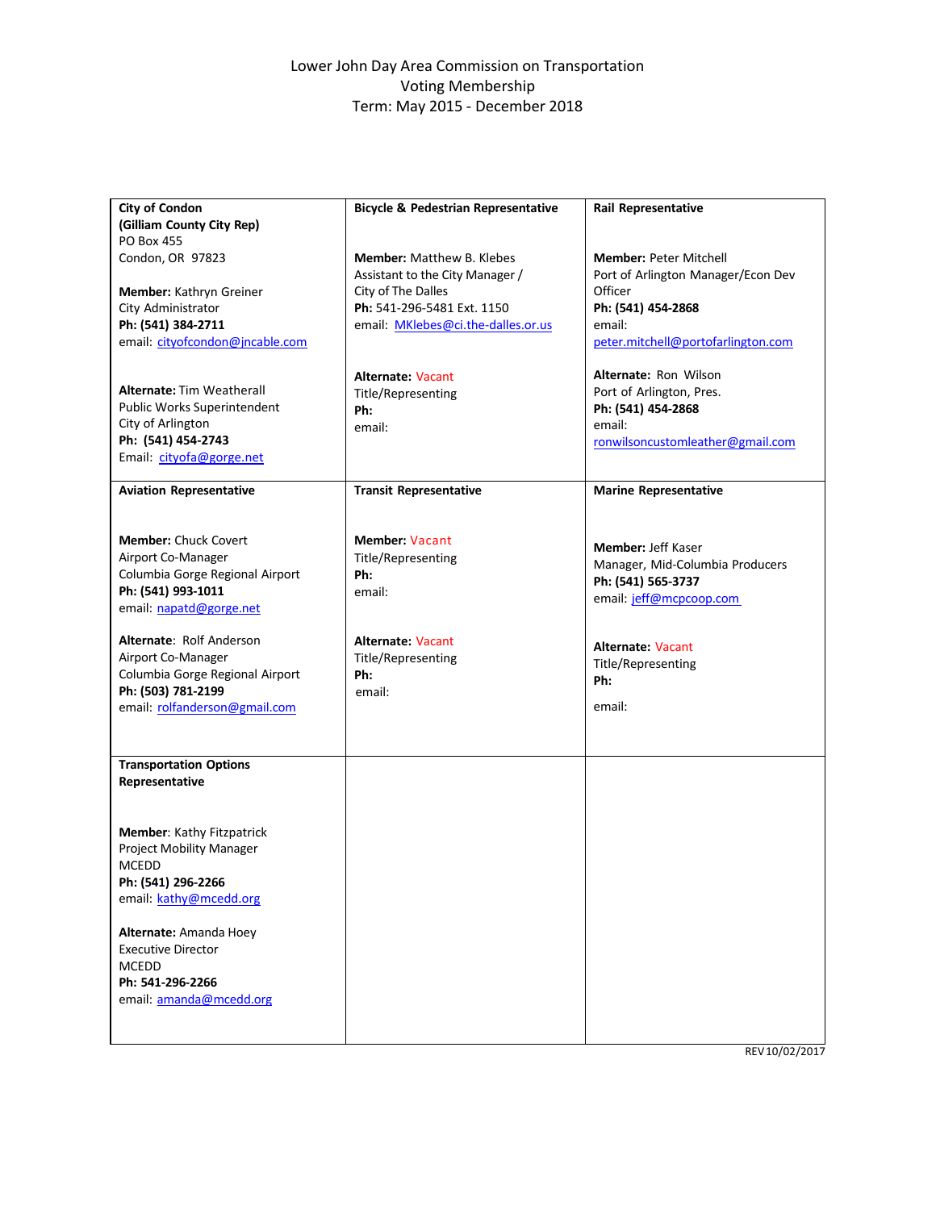# Lower John Day Area Commission on Transportation
## Voting Membership
### Term: May 2015 - December 2018

| City of Condon<br>(Gilliam County City Rep) | Bicycle & Pedestrian Representative | Rail Representative |
|---|---|---|
| PO Box 455<br>Condon, OR 97823<br><br>**Member:** Kathryn Greiner<br>City Administrator<br>**Ph: (541) 384-2711**<br>email: cityofcondon@jncable.com<br><br>**Alternate:** Tim Weatherall<br>Public Works Superintendent<br>City of Arlington<br>**Ph: (541) 454-2743**<br>Email: cityofa@gorge.net | **Member:** Matthew B. Klebes<br>Assistant to the City Manager /<br>City of The Dalles<br>**Ph:** 541-296-5481 Ext. 1150<br>email: MKlebes@ci.the-dalles.or.us<br><br>**Alternate:** Vacant<br>Title/Representing<br>**Ph:**<br>email: | **Member:** Peter Mitchell<br>Port of Arlington Manager/Econ Dev Officer<br>**Ph: (541) 454-2868**<br>email:<br>peter.mitchell@portofarlington.com<br><br>**Alternate:** Ron Wilson<br>Port of Arlington, Pres.<br>**Ph: (541) 454-2868**<br>email:<br>ronwilsoncustomleather@gmail.com |
| **Aviation Representative** | **Transit Representative** | **Marine Representative** |
| **Member:** Chuck Covert<br>Airport Co-Manager<br>Columbia Gorge Regional Airport<br>**Ph: (541) 993-1011**<br>email: napatd@gorge.net<br><br>**Alternate:** Rolf Anderson<br>Airport Co-Manager<br>Columbia Gorge Regional Airport<br>**Ph: (503) 781-2199**<br>email: rolfanderson@gmail.com | **Member:** Vacant<br>Title/Representing<br>**Ph:**<br>email:<br><br>**Alternate:** Vacant<br>Title/Representing<br>**Ph:**<br>email: | **Member:** Jeff Kaser<br>Manager, Mid-Columbia Producers<br>**Ph: (541) 565-3737**<br>email: jeff@mcpcoop.com<br><br>**Alternate:** Vacant<br>Title/Representing<br>**Ph:**<br>email: |
| **Transportation Options Representative** | | |
| **Member:** Kathy Fitzpatrick<br>Project Mobility Manager<br>MCEDD<br>**Ph: (541) 296-2266**<br>email: kathy@mcedd.org<br><br>**Alternate:** Amanda Hoey<br>Executive Director<br>MCEDD<br>**Ph: 541-296-2266**<br>email: amanda@mcedd.org | | |

REV 10/02/2017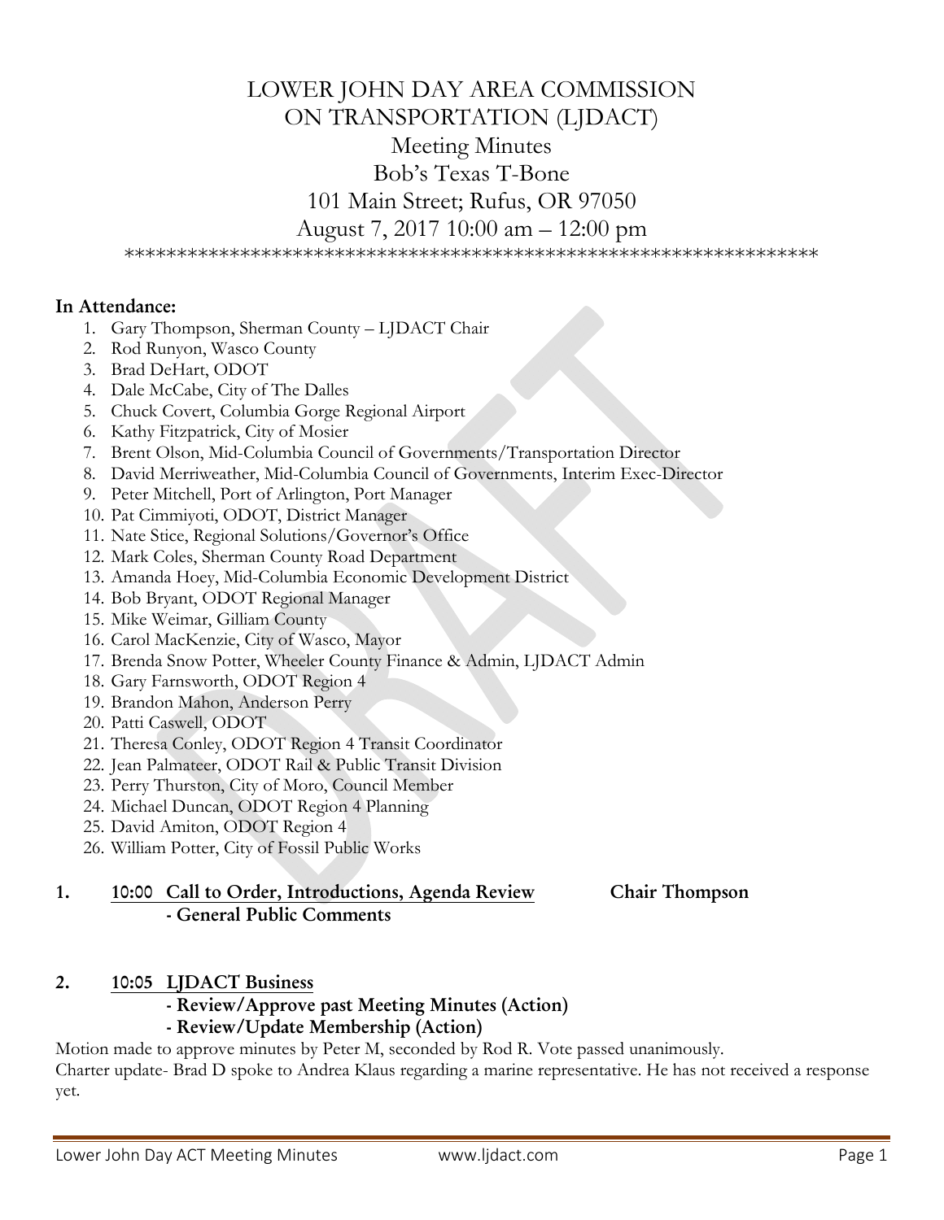# LOWER JOHN DAY AREA COMMISSION ON TRANSPORTATION (LJDACT)

## Meeting Minutes

## Bob's Texas T-Bone

## 101 Main Street; Rufus, OR 97050

## August 7, 2017 10:00 am – 12:00 pm

******************************************************************

**In Attendance:**

1. Gary Thompson, Sherman County – LJDACT Chair
2. Rod Runyon, Wasco County
3. Brad DeHart, ODOT
4. Dale McCabe, City of The Dalles
5. Chuck Covert, Columbia Gorge Regional Airport
6. Kathy Fitzpatrick, City of Mosier
7. Brent Olson, Mid-Columbia Council of Governments/Transportation Director
8. David Merriweather, Mid-Columbia Council of Governments, Interim Exec-Director
9. Peter Mitchell, Port of Arlington, Port Manager
10. Pat Cimmiyoti, ODOT, District Manager
11. Nate Stice, Regional Solutions/Governor's Office
12. Mark Coles, Sherman County Road Department
13. Amanda Hoey, Mid-Columbia Economic Development District
14. Bob Bryant, ODOT Regional Manager
15. Mike Weimar, Gilliam County
16. Carol MacKenzie, City of Wasco, Mayor
17. Brenda Snow Potter, Wheeler County Finance & Admin, LJDACT Admin
18. Gary Farnsworth, ODOT Region 4
19. Brandon Mahon, Anderson Perry
20. Patti Caswell, ODOT
21. Theresa Conley, ODOT Region 4 Transit Coordinator
22. Jean Palmateer, ODOT Rail & Public Transit Division
23. Perry Thurston, City of Moro, Council Member
24. Michael Duncan, ODOT Region 4 Planning
25. David Amiton, ODOT Region 4
26. William Potter, City of Fossil Public Works

**1. 10:00 Call to Order, Introductions, Agenda Review — Chair Thompson**
**- General Public Comments**

**2. 10:05 LJDACT Business**
**- Review/Approve past Meeting Minutes (Action)**
**- Review/Update Membership (Action)**

Motion made to approve minutes by Peter M, seconded by Rod R. Vote passed unanimously.

Charter update- Brad D spoke to Andrea Klaus regarding a marine representative. He has not received a response yet.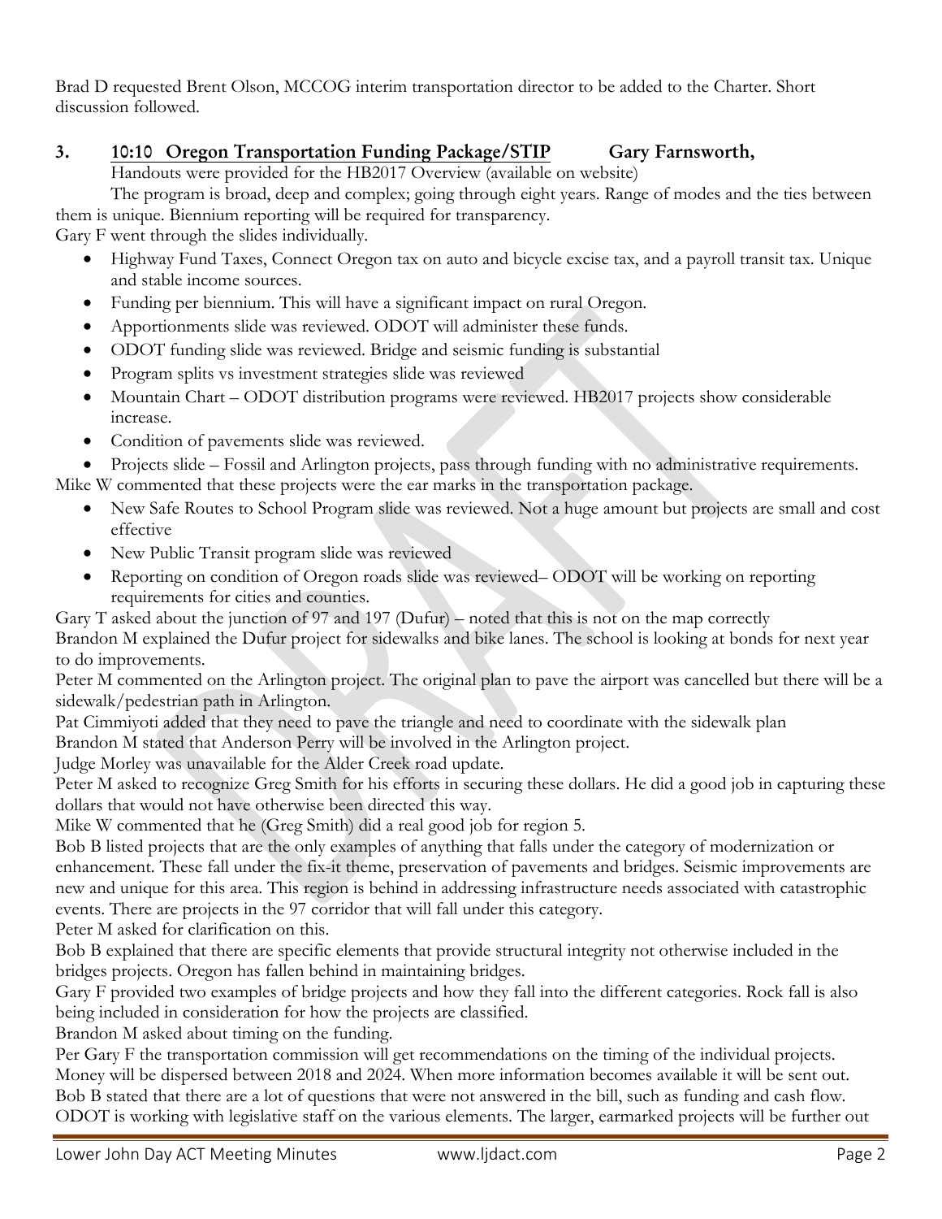Brad D requested Brent Olson, MCCOG interim transportation director to be added to the Charter. Short discussion followed.

## 3. 10:10 Oregon Transportation Funding Package/STIP Gary Farnsworth,

Handouts were provided for the HB2017 Overview (available on website)

The program is broad, deep and complex; going through eight years. Range of modes and the ties between them is unique. Biennium reporting will be required for transparency.

Gary F went through the slides individually.

- Highway Fund Taxes, Connect Oregon tax on auto and bicycle excise tax, and a payroll transit tax. Unique and stable income sources.
- Funding per biennium. This will have a significant impact on rural Oregon.
- Apportionments slide was reviewed. ODOT will administer these funds.
- ODOT funding slide was reviewed. Bridge and seismic funding is substantial
- Program splits vs investment strategies slide was reviewed
- Mountain Chart – ODOT distribution programs were reviewed. HB2017 projects show considerable increase.
- Condition of pavements slide was reviewed.
- Projects slide – Fossil and Arlington projects, pass through funding with no administrative requirements.

Mike W commented that these projects were the ear marks in the transportation package.

- New Safe Routes to School Program slide was reviewed. Not a huge amount but projects are small and cost effective
- New Public Transit program slide was reviewed
- Reporting on condition of Oregon roads slide was reviewed– ODOT will be working on reporting requirements for cities and counties.

Gary T asked about the junction of 97 and 197 (Dufur) – noted that this is not on the map correctly

Brandon M explained the Dufur project for sidewalks and bike lanes. The school is looking at bonds for next year to do improvements.

Peter M commented on the Arlington project. The original plan to pave the airport was cancelled but there will be a sidewalk/pedestrian path in Arlington.

Pat Cimmiyoti added that they need to pave the triangle and need to coordinate with the sidewalk plan

Brandon M stated that Anderson Perry will be involved in the Arlington project.

Judge Morley was unavailable for the Alder Creek road update.

Peter M asked to recognize Greg Smith for his efforts in securing these dollars. He did a good job in capturing these dollars that would not have otherwise been directed this way.

Mike W commented that he (Greg Smith) did a real good job for region 5.

Bob B listed projects that are the only examples of anything that falls under the category of modernization or enhancement. These fall under the fix-it theme, preservation of pavements and bridges. Seismic improvements are new and unique for this area. This region is behind in addressing infrastructure needs associated with catastrophic events. There are projects in the 97 corridor that will fall under this category.

Peter M asked for clarification on this.

Bob B explained that there are specific elements that provide structural integrity not otherwise included in the bridges projects. Oregon has fallen behind in maintaining bridges.

Gary F provided two examples of bridge projects and how they fall into the different categories. Rock fall is also being included in consideration for how the projects are classified.

Brandon M asked about timing on the funding.

Per Gary F the transportation commission will get recommendations on the timing of the individual projects. Money will be dispersed between 2018 and 2024. When more information becomes available it will be sent out.

Bob B stated that there are a lot of questions that were not answered in the bill, such as funding and cash flow. ODOT is working with legislative staff on the various elements. The larger, earmarked projects will be further out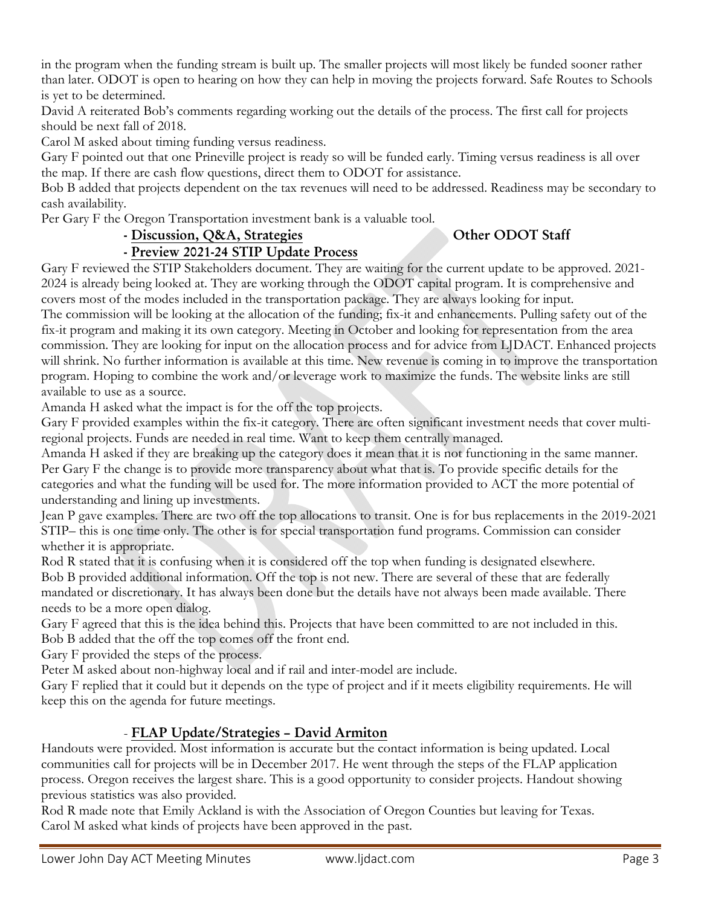in the program when the funding stream is built up. The smaller projects will most likely be funded sooner rather than later. ODOT is open to hearing on how they can help in moving the projects forward. Safe Routes to Schools is yet to be determined.

David A reiterated Bob's comments regarding working out the details of the process. The first call for projects should be next fall of 2018.

Carol M asked about timing funding versus readiness.

Gary F pointed out that one Prineville project is ready so will be funded early. Timing versus readiness is all over the map. If there are cash flow questions, direct them to ODOT for assistance.

Bob B added that projects dependent on the tax revenues will need to be addressed. Readiness may be secondary to cash availability.

Per Gary F the Oregon Transportation investment bank is a valuable tool.

**- Discussion, Q&A, Strategies** — **Other ODOT Staff**

**- Preview 2021-24 STIP Update Process**

Gary F reviewed the STIP Stakeholders document. They are waiting for the current update to be approved. 2021-2024 is already being looked at. They are working through the ODOT capital program. It is comprehensive and covers most of the modes included in the transportation package. They are always looking for input.

The commission will be looking at the allocation of the funding; fix-it and enhancements. Pulling safety out of the fix-it program and making it its own category. Meeting in October and looking for representation from the area commission. They are looking for input on the allocation process and for advice from LJDACT. Enhanced projects will shrink. No further information is available at this time. New revenue is coming in to improve the transportation program. Hoping to combine the work and/or leverage work to maximize the funds. The website links are still available to use as a source.

Amanda H asked what the impact is for the off the top projects.

Gary F provided examples within the fix-it category. There are often significant investment needs that cover multi-regional projects. Funds are needed in real time. Want to keep them centrally managed.

Amanda H asked if they are breaking up the category does it mean that it is not functioning in the same manner.

Per Gary F the change is to provide more transparency about what that is. To provide specific details for the categories and what the funding will be used for. The more information provided to ACT the more potential of understanding and lining up investments.

Jean P gave examples. There are two off the top allocations to transit. One is for bus replacements in the 2019-2021 STIP– this is one time only. The other is for special transportation fund programs. Commission can consider whether it is appropriate.

Rod R stated that it is confusing when it is considered off the top when funding is designated elsewhere.

Bob B provided additional information. Off the top is not new. There are several of these that are federally mandated or discretionary. It has always been done but the details have not always been made available. There needs to be a more open dialog.

Gary F agreed that this is the idea behind this. Projects that have been committed to are not included in this.

Bob B added that the off the top comes off the front end.

Gary F provided the steps of the process.

Peter M asked about non-highway local and if rail and inter-model are include.

Gary F replied that it could but it depends on the type of project and if it meets eligibility requirements. He will keep this on the agenda for future meetings.

**- FLAP Update/Strategies – David Armiton**

Handouts were provided. Most information is accurate but the contact information is being updated. Local communities call for projects will be in December 2017. He went through the steps of the FLAP application process. Oregon receives the largest share. This is a good opportunity to consider projects. Handout showing previous statistics was also provided.

Rod R made note that Emily Ackland is with the Association of Oregon Counties but leaving for Texas.

Carol M asked what kinds of projects have been approved in the past.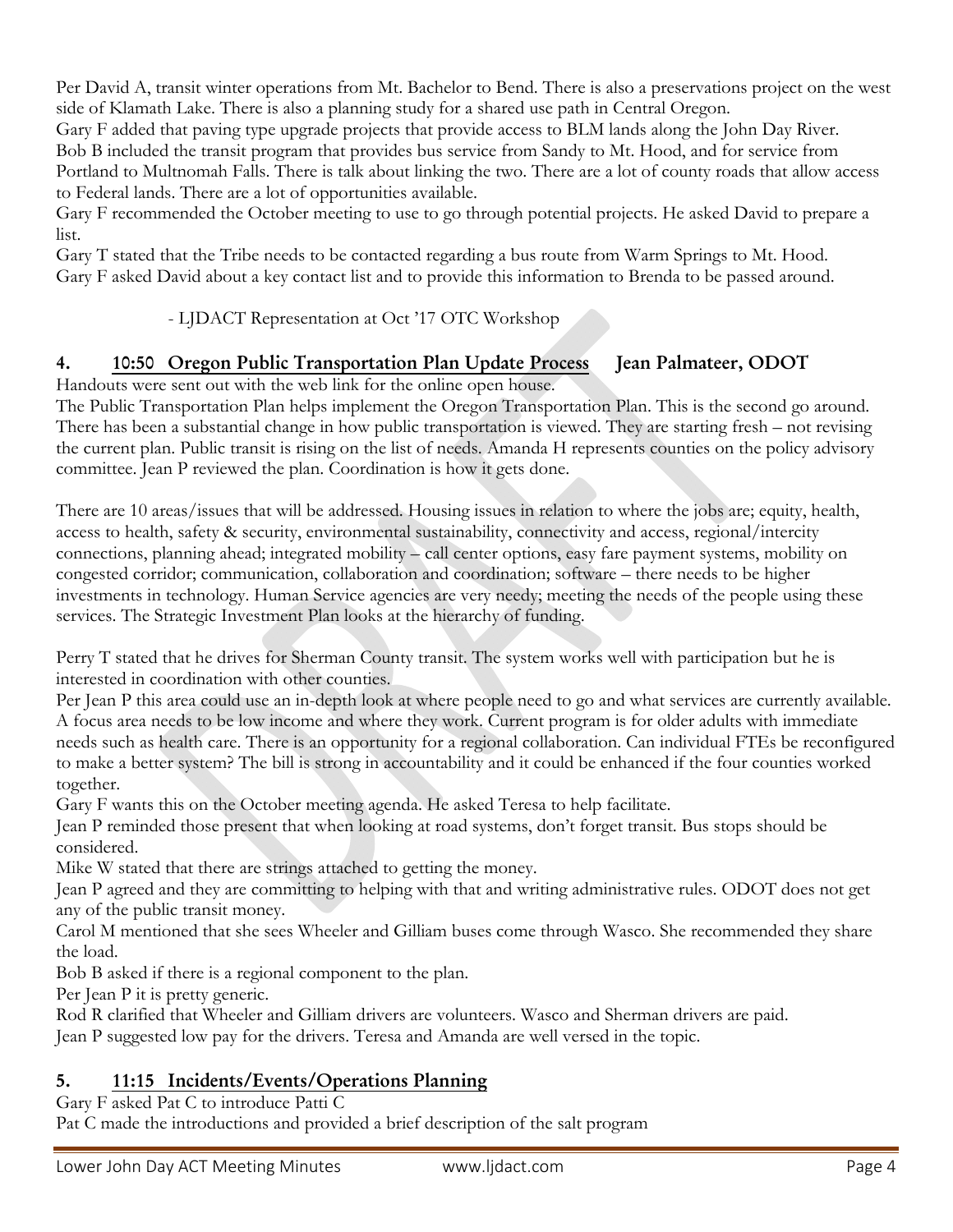Per David A, transit winter operations from Mt. Bachelor to Bend. There is also a preservations project on the west side of Klamath Lake. There is also a planning study for a shared use path in Central Oregon.

Gary F added that paving type upgrade projects that provide access to BLM lands along the John Day River.

Bob B included the transit program that provides bus service from Sandy to Mt. Hood, and for service from Portland to Multnomah Falls. There is talk about linking the two. There are a lot of county roads that allow access to Federal lands. There are a lot of opportunities available.

Gary F recommended the October meeting to use to go through potential projects. He asked David to prepare a list.

Gary T stated that the Tribe needs to be contacted regarding a bus route from Warm Springs to Mt. Hood.

Gary F asked David about a key contact list and to provide this information to Brenda to be passed around.

- LJDACT Representation at Oct '17 OTC Workshop

## 4. 10:50 Oregon Public Transportation Plan Update Process Jean Palmateer, ODOT

Handouts were sent out with the web link for the online open house.

The Public Transportation Plan helps implement the Oregon Transportation Plan. This is the second go around. There has been a substantial change in how public transportation is viewed. They are starting fresh – not revising the current plan. Public transit is rising on the list of needs. Amanda H represents counties on the policy advisory committee. Jean P reviewed the plan. Coordination is how it gets done.

There are 10 areas/issues that will be addressed. Housing issues in relation to where the jobs are; equity, health, access to health, safety & security, environmental sustainability, connectivity and access, regional/intercity connections, planning ahead; integrated mobility – call center options, easy fare payment systems, mobility on congested corridor; communication, collaboration and coordination; software – there needs to be higher investments in technology. Human Service agencies are very needy; meeting the needs of the people using these services. The Strategic Investment Plan looks at the hierarchy of funding.

Perry T stated that he drives for Sherman County transit. The system works well with participation but he is interested in coordination with other counties.

Per Jean P this area could use an in-depth look at where people need to go and what services are currently available. A focus area needs to be low income and where they work. Current program is for older adults with immediate needs such as health care. There is an opportunity for a regional collaboration. Can individual FTEs be reconfigured to make a better system? The bill is strong in accountability and it could be enhanced if the four counties worked together.

Gary F wants this on the October meeting agenda. He asked Teresa to help facilitate.

Jean P reminded those present that when looking at road systems, don't forget transit. Bus stops should be considered.

Mike W stated that there are strings attached to getting the money.

Jean P agreed and they are committing to helping with that and writing administrative rules. ODOT does not get any of the public transit money.

Carol M mentioned that she sees Wheeler and Gilliam buses come through Wasco. She recommended they share the load.

Bob B asked if there is a regional component to the plan.

Per Jean P it is pretty generic.

Rod R clarified that Wheeler and Gilliam drivers are volunteers. Wasco and Sherman drivers are paid.

Jean P suggested low pay for the drivers. Teresa and Amanda are well versed in the topic.

## 5. 11:15 Incidents/Events/Operations Planning

Gary F asked Pat C to introduce Patti C

Pat C made the introductions and provided a brief description of the salt program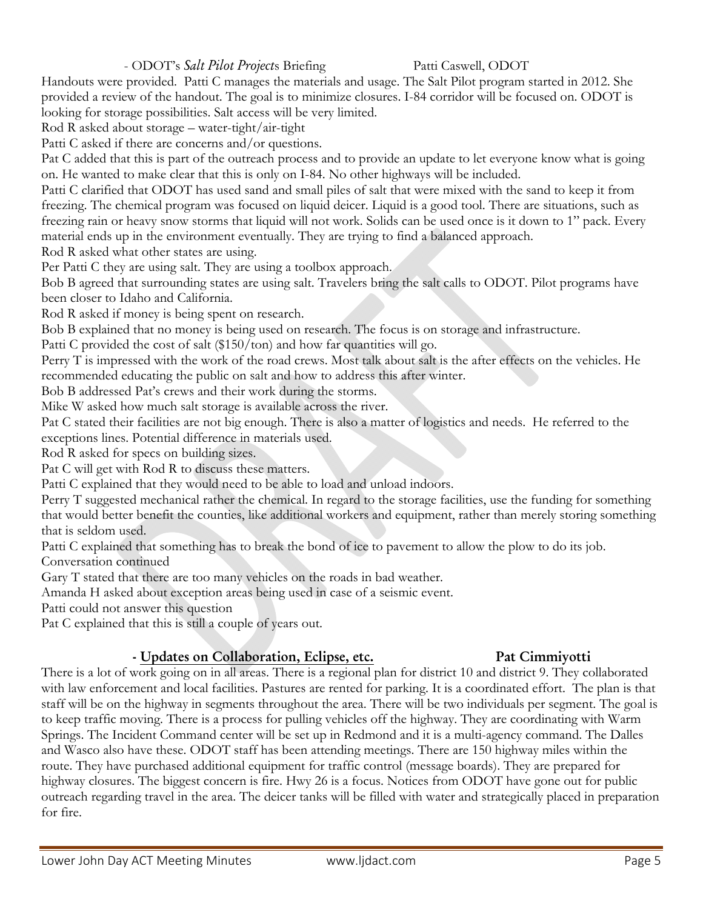- ODOT's *Salt Pilot Projects* Briefing Patti Caswell, ODOT

Handouts were provided. Patti C manages the materials and usage. The Salt Pilot program started in 2012. She provided a review of the handout. The goal is to minimize closures. I-84 corridor will be focused on. ODOT is looking for storage possibilities. Salt access will be very limited.

Rod R asked about storage – water-tight/air-tight

Patti C asked if there are concerns and/or questions.

Pat C added that this is part of the outreach process and to provide an update to let everyone know what is going on. He wanted to make clear that this is only on I-84. No other highways will be included.

Patti C clarified that ODOT has used sand and small piles of salt that were mixed with the sand to keep it from freezing. The chemical program was focused on liquid deicer. Liquid is a good tool. There are situations, such as freezing rain or heavy snow storms that liquid will not work. Solids can be used once is it down to 1" pack. Every material ends up in the environment eventually. They are trying to find a balanced approach.

Rod R asked what other states are using.

Per Patti C they are using salt. They are using a toolbox approach.

Bob B agreed that surrounding states are using salt. Travelers bring the salt calls to ODOT. Pilot programs have been closer to Idaho and California.

Rod R asked if money is being spent on research.

Bob B explained that no money is being used on research. The focus is on storage and infrastructure.

Patti C provided the cost of salt ($150/ton) and how far quantities will go.

Perry T is impressed with the work of the road crews. Most talk about salt is the after effects on the vehicles. He recommended educating the public on salt and how to address this after winter.

Bob B addressed Pat's crews and their work during the storms.

Mike W asked how much salt storage is available across the river.

Pat C stated their facilities are not big enough. There is also a matter of logistics and needs. He referred to the exceptions lines. Potential difference in materials used.

Rod R asked for specs on building sizes.

Pat C will get with Rod R to discuss these matters.

Patti C explained that they would need to be able to load and unload indoors.

Perry T suggested mechanical rather the chemical. In regard to the storage facilities, use the funding for something that would better benefit the counties, like additional workers and equipment, rather than merely storing something that is seldom used.

Patti C explained that something has to break the bond of ice to pavement to allow the plow to do its job.

Conversation continued

Gary T stated that there are too many vehicles on the roads in bad weather.

Amanda H asked about exception areas being used in case of a seismic event.

Patti could not answer this question

Pat C explained that this is still a couple of years out.

## - Updates on Collaboration, Eclipse, etc. Pat Cimmiyotti

There is a lot of work going on in all areas. There is a regional plan for district 10 and district 9. They collaborated with law enforcement and local facilities. Pastures are rented for parking. It is a coordinated effort. The plan is that staff will be on the highway in segments throughout the area. There will be two individuals per segment. The goal is to keep traffic moving. There is a process for pulling vehicles off the highway. They are coordinating with Warm Springs. The Incident Command center will be set up in Redmond and it is a multi-agency command. The Dalles and Wasco also have these. ODOT staff has been attending meetings. There are 150 highway miles within the route. They have purchased additional equipment for traffic control (message boards). They are prepared for highway closures. The biggest concern is fire. Hwy 26 is a focus. Notices from ODOT have gone out for public outreach regarding travel in the area. The deicer tanks will be filled with water and strategically placed in preparation for fire.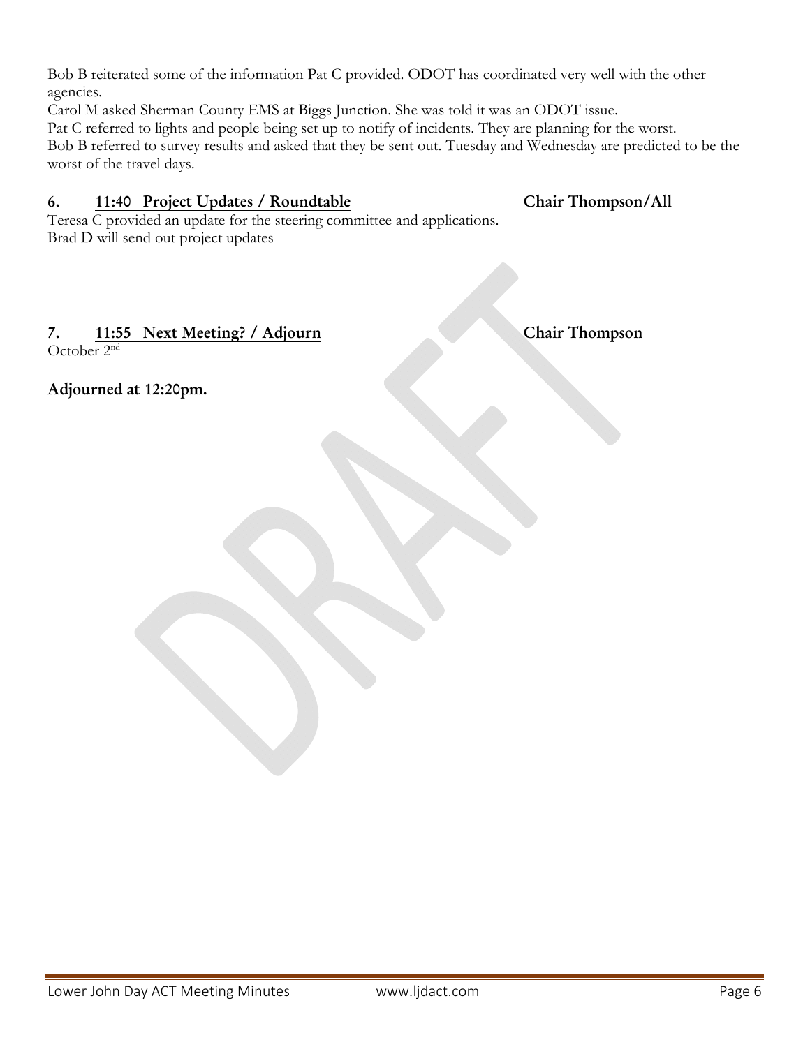Bob B reiterated some of the information Pat C provided. ODOT has coordinated very well with the other agencies.
Carol M asked Sherman County EMS at Biggs Junction. She was told it was an ODOT issue.
Pat C referred to lights and people being set up to notify of incidents. They are planning for the worst.
Bob B referred to survey results and asked that they be sent out. Tuesday and Wednesday are predicted to be the worst of the travel days.

## 6. 11:40 Project Updates / Roundtable — Chair Thompson/All

Teresa C provided an update for the steering committee and applications.
Brad D will send out project updates

## 7. 11:55 Next Meeting? / Adjourn — Chair Thompson

October 2nd

**Adjourned at 12:20pm.**